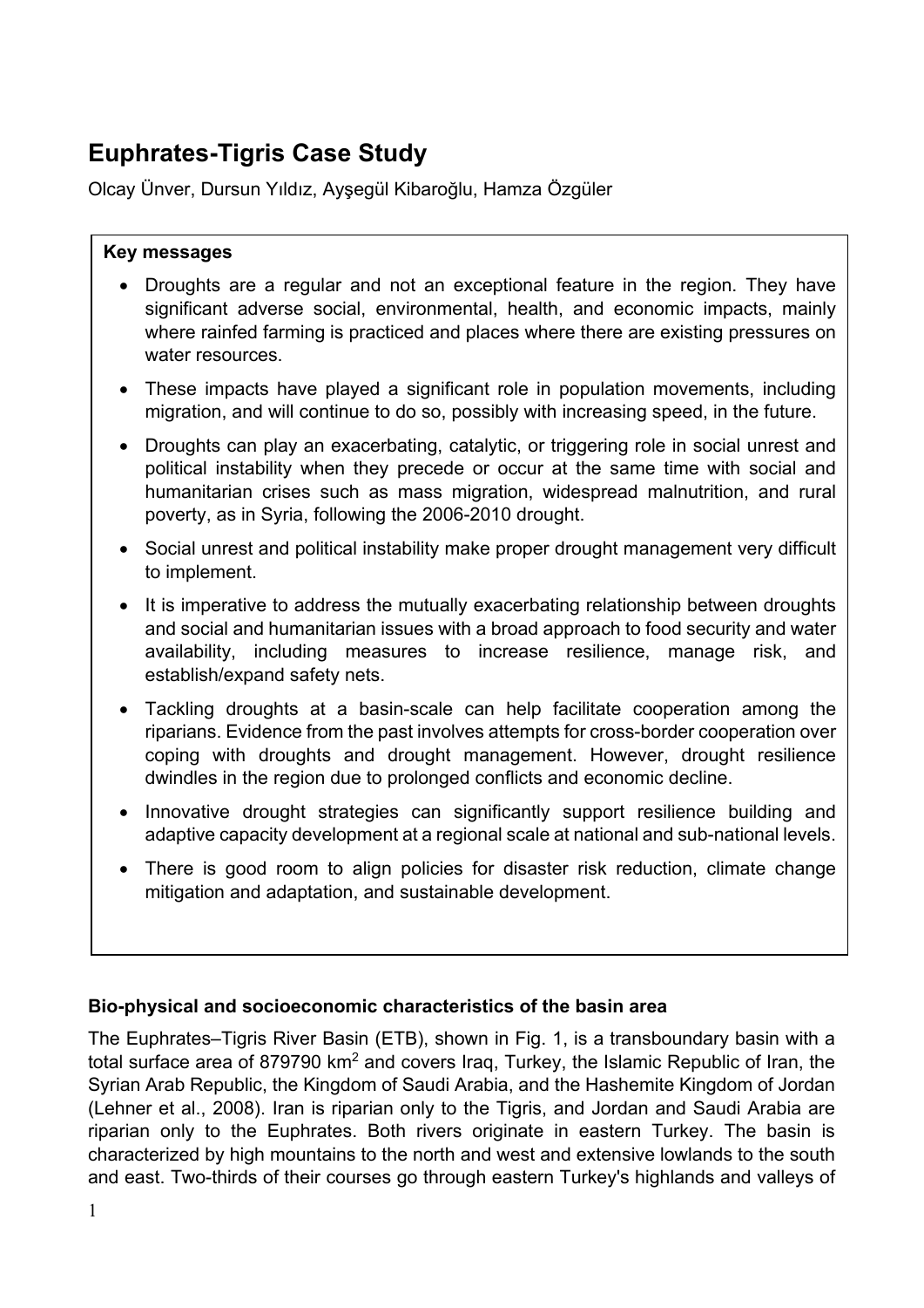# Euphrates-Tigris Case Study

Olcay Ünver, Dursun Yıldız, Ayşegül Kibaroğlu, Hamza Özgüler

**Key messages**

- Droughts are a regular and not an exceptional feature in the region. They have significant adverse social, environmental, health, and economic impacts, mainly where rainfed farming is practiced and places where there are existing pressures on water resources.
- These impacts have played a significant role in population movements, including migration, and will continue to do so, possibly with increasing speed, in the future.
- Droughts can play an exacerbating, catalytic, or triggering role in social unrest and political instability when they precede or occur at the same time with social and humanitarian crises such as mass migration, widespread malnutrition, and rural poverty, as in Syria, following the 2006-2010 drought.
- Social unrest and political instability make proper drought management very difficult to implement.
- It is imperative to address the mutually exacerbating relationship between droughts and social and humanitarian issues with a broad approach to food security and water availability, including measures to increase resilience, manage risk, and establish/expand safety nets.
- Tackling droughts at a basin-scale can help facilitate cooperation among the riparians. Evidence from the past involves attempts for cross-border cooperation over coping with droughts and drought management. However, drought resilience dwindles in the region due to prolonged conflicts and economic decline.
- Innovative drought strategies can significantly support resilience building and adaptive capacity development at a regional scale at national and sub-national levels.
- There is good room to align policies for disaster risk reduction, climate change mitigation and adaptation, and sustainable development.

**Bio-physical and socioeconomic characteristics of the basin area**

The Euphrates–Tigris River Basin (ETB), shown in Fig. 1, is a transboundary basin with a total surface area of 879790 km$^2$ and covers Iraq, Turkey, the Islamic Republic of Iran, the Syrian Arab Republic, the Kingdom of Saudi Arabia, and the Hashemite Kingdom of Jordan (Lehner et al., 2008). Iran is riparian only to the Tigris, and Jordan and Saudi Arabia are riparian only to the Euphrates. Both rivers originate in eastern Turkey. The basin is characterized by high mountains to the north and west and extensive lowlands to the south and east. Two-thirds of their courses go through eastern Turkey's highlands and valleys of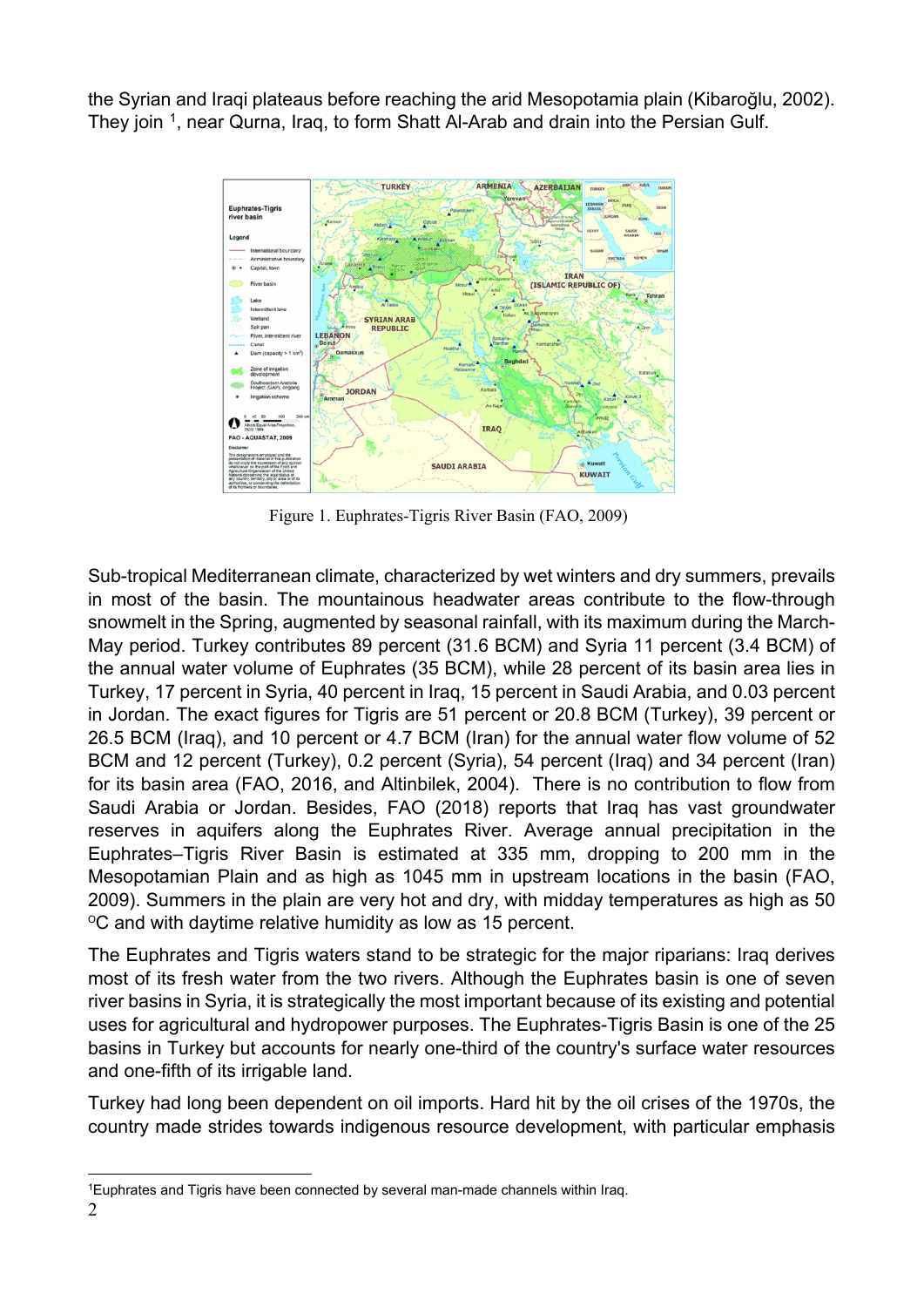the Syrian and Iraqi plateaus before reaching the arid Mesopotamia plain (Kibaroğlu, 2002). They join [1], near Qurna, Iraq, to form Shatt Al-Arab and drain into the Persian Gulf.

Figure 1. Euphrates-Tigris River Basin (FAO, 2009)

Sub-tropical Mediterranean climate, characterized by wet winters and dry summers, prevails in most of the basin. The mountainous headwater areas contribute to the flow-through snowmelt in the Spring, augmented by seasonal rainfall, with its maximum during the March-May period. Turkey contributes 89 percent (31.6 BCM) and Syria 11 percent (3.4 BCM) of the annual water volume of Euphrates (35 BCM), while 28 percent of its basin area lies in Turkey, 17 percent in Syria, 40 percent in Iraq, 15 percent in Saudi Arabia, and 0.03 percent in Jordan. The exact figures for Tigris are 51 percent or 20.8 BCM (Turkey), 39 percent or 26.5 BCM (Iraq), and 10 percent or 4.7 BCM (Iran) for the annual water flow volume of 52 BCM and 12 percent (Turkey), 0.2 percent (Syria), 54 percent (Iraq) and 34 percent (Iran) for its basin area (FAO, 2016, and Altinbilek, 2004). There is no contribution to flow from Saudi Arabia or Jordan. Besides, FAO (2018) reports that Iraq has vast groundwater reserves in aquifers along the Euphrates River. Average annual precipitation in the Euphrates–Tigris River Basin is estimated at 335 mm, dropping to 200 mm in the Mesopotamian Plain and as high as 1045 mm in upstream locations in the basin (FAO, 2009). Summers in the plain are very hot and dry, with midday temperatures as high as 50 $^{o}$C and with daytime relative humidity as low as 15 percent.

The Euphrates and Tigris waters stand to be strategic for the major riparians: Iraq derives most of its fresh water from the two rivers. Although the Euphrates basin is one of seven river basins in Syria, it is strategically the most important because of its existing and potential uses for agricultural and hydropower purposes. The Euphrates-Tigris Basin is one of the 25 basins in Turkey but accounts for nearly one-third of the country's surface water resources and one-fifth of its irrigable land.

Turkey had long been dependent on oil imports. Hard hit by the oil crises of the 1970s, the country made strides towards indigenous resource development, with particular emphasis

[1] Euphrates and Tigris have been connected by several man-made channels within Iraq.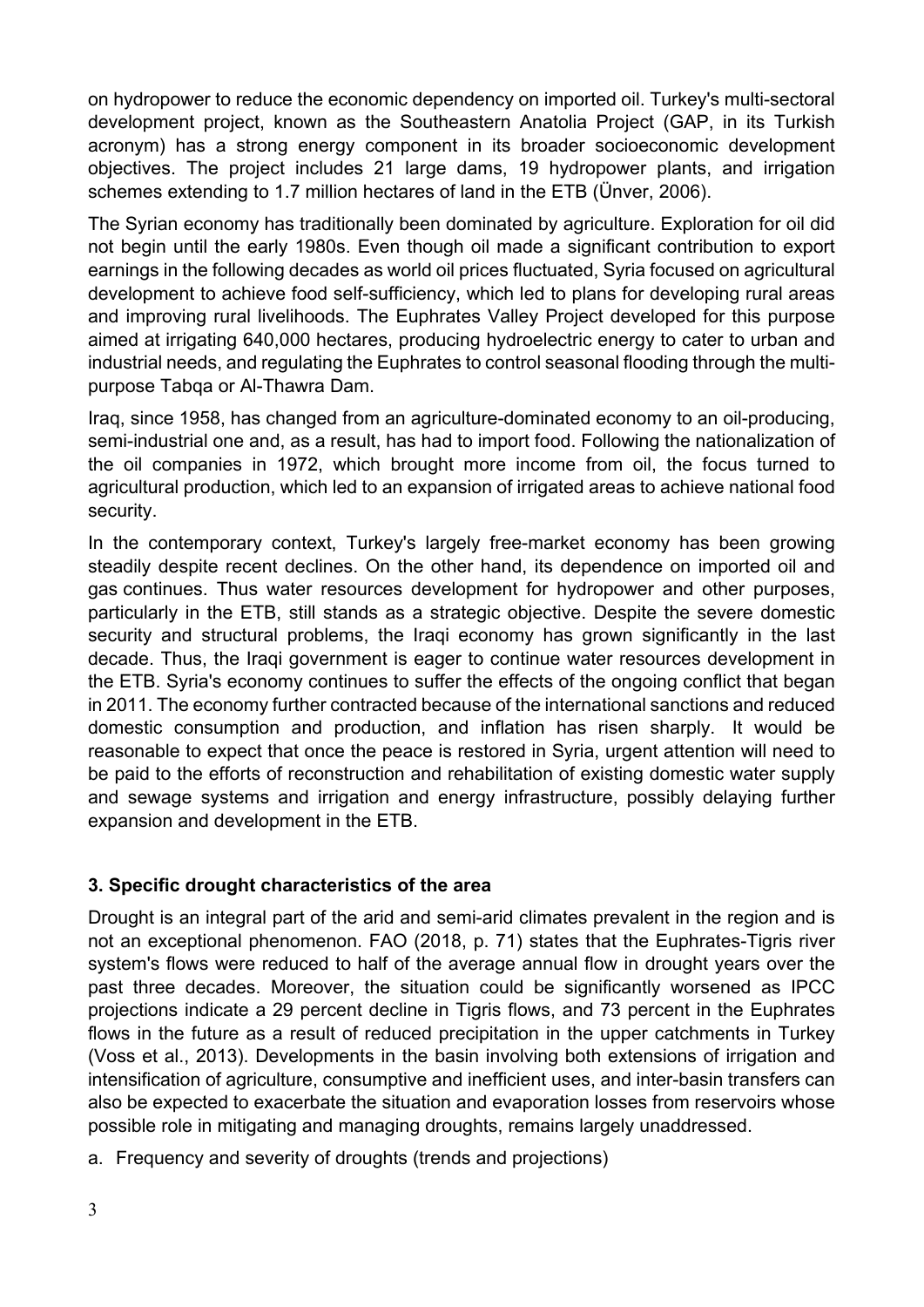on hydropower to reduce the economic dependency on imported oil. Turkey's multi-sectoral development project, known as the Southeastern Anatolia Project (GAP, in its Turkish acronym) has a strong energy component in its broader socioeconomic development objectives. The project includes 21 large dams, 19 hydropower plants, and irrigation schemes extending to 1.7 million hectares of land in the ETB (Ünver, 2006).

The Syrian economy has traditionally been dominated by agriculture. Exploration for oil did not begin until the early 1980s. Even though oil made a significant contribution to export earnings in the following decades as world oil prices fluctuated, Syria focused on agricultural development to achieve food self-sufficiency, which led to plans for developing rural areas and improving rural livelihoods. The Euphrates Valley Project developed for this purpose aimed at irrigating 640,000 hectares, producing hydroelectric energy to cater to urban and industrial needs, and regulating the Euphrates to control seasonal flooding through the multi-purpose Tabqa or Al-Thawra Dam.

Iraq, since 1958, has changed from an agriculture-dominated economy to an oil-producing, semi-industrial one and, as a result, has had to import food. Following the nationalization of the oil companies in 1972, which brought more income from oil, the focus turned to agricultural production, which led to an expansion of irrigated areas to achieve national food security.

In the contemporary context, Turkey's largely free-market economy has been growing steadily despite recent declines. On the other hand, its dependence on imported oil and gas continues. Thus water resources development for hydropower and other purposes, particularly in the ETB, still stands as a strategic objective. Despite the severe domestic security and structural problems, the Iraqi economy has grown significantly in the last decade. Thus, the Iraqi government is eager to continue water resources development in the ETB. Syria's economy continues to suffer the effects of the ongoing conflict that began in 2011. The economy further contracted because of the international sanctions and reduced domestic consumption and production, and inflation has risen sharply. It would be reasonable to expect that once the peace is restored in Syria, urgent attention will need to be paid to the efforts of reconstruction and rehabilitation of existing domestic water supply and sewage systems and irrigation and energy infrastructure, possibly delaying further expansion and development in the ETB.

## 3. Specific drought characteristics of the area

Drought is an integral part of the arid and semi-arid climates prevalent in the region and is not an exceptional phenomenon. FAO (2018, p. 71) states that the Euphrates-Tigris river system's flows were reduced to half of the average annual flow in drought years over the past three decades. Moreover, the situation could be significantly worsened as IPCC projections indicate a 29 percent decline in Tigris flows, and 73 percent in the Euphrates flows in the future as a result of reduced precipitation in the upper catchments in Turkey (Voss et al., 2013). Developments in the basin involving both extensions of irrigation and intensification of agriculture, consumptive and inefficient uses, and inter-basin transfers can also be expected to exacerbate the situation and evaporation losses from reservoirs whose possible role in mitigating and managing droughts, remains largely unaddressed.

a. Frequency and severity of droughts (trends and projections)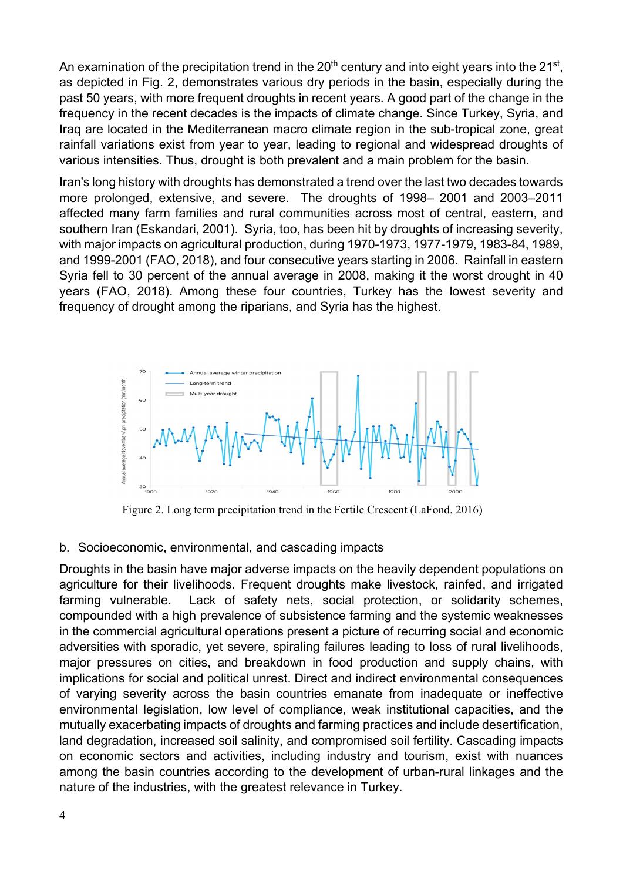An examination of the precipitation trend in the 20th century and into eight years into the 21st, as depicted in Fig. 2, demonstrates various dry periods in the basin, especially during the past 50 years, with more frequent droughts in recent years. A good part of the change in the frequency in the recent decades is the impacts of climate change. Since Turkey, Syria, and Iraq are located in the Mediterranean macro climate region in the sub-tropical zone, great rainfall variations exist from year to year, leading to regional and widespread droughts of various intensities. Thus, drought is both prevalent and a main problem for the basin.

Iran's long history with droughts has demonstrated a trend over the last two decades towards more prolonged, extensive, and severe. The droughts of 1998– 2001 and 2003–2011 affected many farm families and rural communities across most of central, eastern, and southern Iran (Eskandari, 2001). Syria, too, has been hit by droughts of increasing severity, with major impacts on agricultural production, during 1970-1973, 1977-1979, 1983-84, 1989, and 1999-2001 (FAO, 2018), and four consecutive years starting in 2006. Rainfall in eastern Syria fell to 30 percent of the annual average in 2008, making it the worst drought in 40 years (FAO, 2018). Among these four countries, Turkey has the lowest severity and frequency of drought among the riparians, and Syria has the highest.

Annual average winter precipitation
Long-term trend
Multi-year drought
Annual average November-April precipitation (mm/month)
70
60
50
40
30
1900
1920
1940
1960
1980
2000

Figure 2. Long term precipitation trend in the Fertile Crescent (LaFond, 2016)

b. Socioeconomic, environmental, and cascading impacts

Droughts in the basin have major adverse impacts on the heavily dependent populations on agriculture for their livelihoods. Frequent droughts make livestock, rainfed, and irrigated farming vulnerable. Lack of safety nets, social protection, or solidarity schemes, compounded with a high prevalence of subsistence farming and the systemic weaknesses in the commercial agricultural operations present a picture of recurring social and economic adversities with sporadic, yet severe, spiraling failures leading to loss of rural livelihoods, major pressures on cities, and breakdown in food production and supply chains, with implications for social and political unrest. Direct and indirect environmental consequences of varying severity across the basin countries emanate from inadequate or ineffective environmental legislation, low level of compliance, weak institutional capacities, and the mutually exacerbating impacts of droughts and farming practices and include desertification, land degradation, increased soil salinity, and compromised soil fertility. Cascading impacts on economic sectors and activities, including industry and tourism, exist with nuances among the basin countries according to the development of urban-rural linkages and the nature of the industries, with the greatest relevance in Turkey.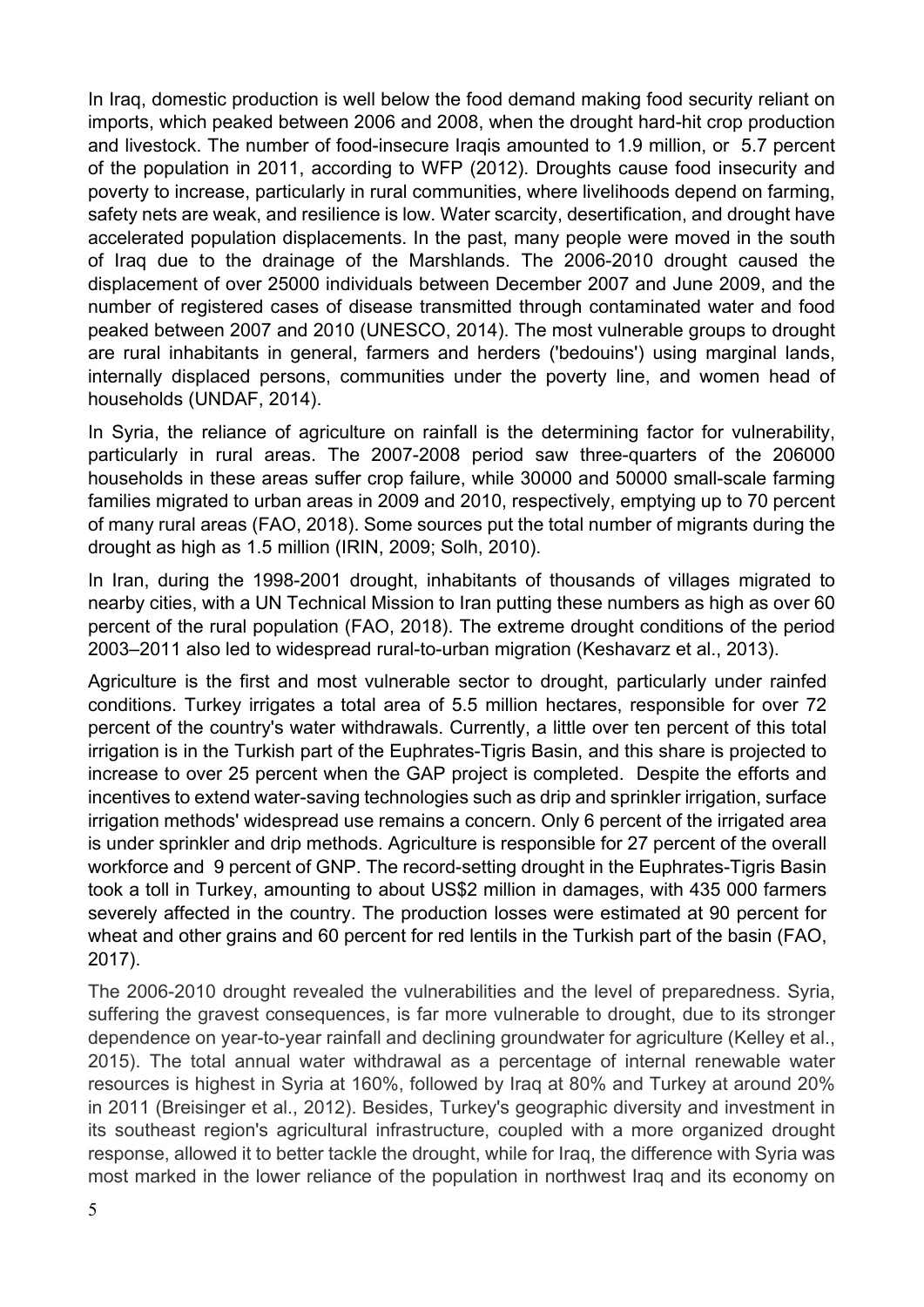In Iraq, domestic production is well below the food demand making food security reliant on imports, which peaked between 2006 and 2008, when the drought hard-hit crop production and livestock. The number of food-insecure Iraqis amounted to 1.9 million, or 5.7 percent of the population in 2011, according to WFP (2012). Droughts cause food insecurity and poverty to increase, particularly in rural communities, where livelihoods depend on farming, safety nets are weak, and resilience is low. Water scarcity, desertification, and drought have accelerated population displacements. In the past, many people were moved in the south of Iraq due to the drainage of the Marshlands. The 2006-2010 drought caused the displacement of over 25000 individuals between December 2007 and June 2009, and the number of registered cases of disease transmitted through contaminated water and food peaked between 2007 and 2010 (UNESCO, 2014). The most vulnerable groups to drought are rural inhabitants in general, farmers and herders ('bedouins') using marginal lands, internally displaced persons, communities under the poverty line, and women head of households (UNDAF, 2014).

In Syria, the reliance of agriculture on rainfall is the determining factor for vulnerability, particularly in rural areas. The 2007-2008 period saw three-quarters of the 206000 households in these areas suffer crop failure, while 30000 and 50000 small-scale farming families migrated to urban areas in 2009 and 2010, respectively, emptying up to 70 percent of many rural areas (FAO, 2018). Some sources put the total number of migrants during the drought as high as 1.5 million (IRIN, 2009; Solh, 2010).

In Iran, during the 1998-2001 drought, inhabitants of thousands of villages migrated to nearby cities, with a UN Technical Mission to Iran putting these numbers as high as over 60 percent of the rural population (FAO, 2018). The extreme drought conditions of the period 2003–2011 also led to widespread rural-to-urban migration (Keshavarz et al., 2013).

Agriculture is the first and most vulnerable sector to drought, particularly under rainfed conditions. Turkey irrigates a total area of 5.5 million hectares, responsible for over 72 percent of the country's water withdrawals. Currently, a little over ten percent of this total irrigation is in the Turkish part of the Euphrates-Tigris Basin, and this share is projected to increase to over 25 percent when the GAP project is completed. Despite the efforts and incentives to extend water-saving technologies such as drip and sprinkler irrigation, surface irrigation methods' widespread use remains a concern. Only 6 percent of the irrigated area is under sprinkler and drip methods. Agriculture is responsible for 27 percent of the overall workforce and 9 percent of GNP. The record-setting drought in the Euphrates-Tigris Basin took a toll in Turkey, amounting to about US$2 million in damages, with 435 000 farmers severely affected in the country. The production losses were estimated at 90 percent for wheat and other grains and 60 percent for red lentils in the Turkish part of the basin (FAO, 2017).

The 2006-2010 drought revealed the vulnerabilities and the level of preparedness. Syria, suffering the gravest consequences, is far more vulnerable to drought, due to its stronger dependence on year-to-year rainfall and declining groundwater for agriculture (Kelley et al., 2015). The total annual water withdrawal as a percentage of internal renewable water resources is highest in Syria at 160%, followed by Iraq at 80% and Turkey at around 20% in 2011 (Breisinger et al., 2012). Besides, Turkey's geographic diversity and investment in its southeast region's agricultural infrastructure, coupled with a more organized drought response, allowed it to better tackle the drought, while for Iraq, the difference with Syria was most marked in the lower reliance of the population in northwest Iraq and its economy on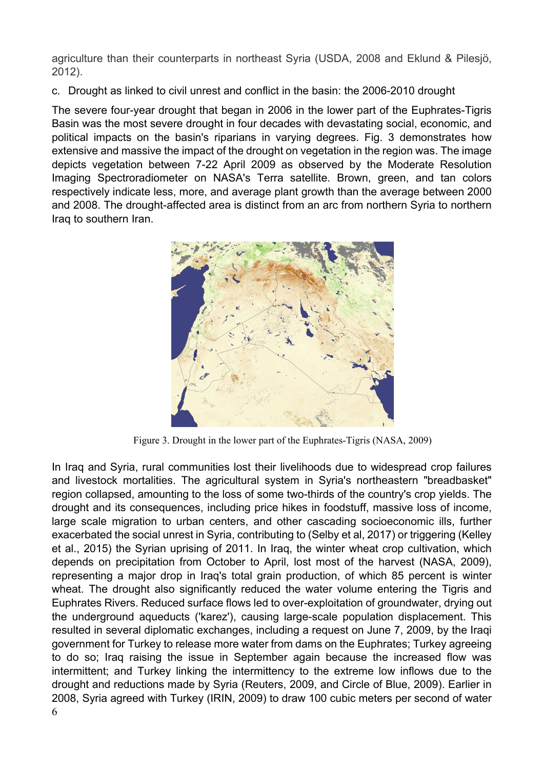agriculture than their counterparts in northeast Syria (USDA, 2008 and Eklund & Pilesjö, 2012).

c. Drought as linked to civil unrest and conflict in the basin: the 2006-2010 drought

The severe four-year drought that began in 2006 in the lower part of the Euphrates-Tigris Basin was the most severe drought in four decades with devastating social, economic, and political impacts on the basin's riparians in varying degrees. Fig. 3 demonstrates how extensive and massive the impact of the drought on vegetation in the region was. The image depicts vegetation between 7-22 April 2009 as observed by the Moderate Resolution Imaging Spectroradiometer on NASA's Terra satellite. Brown, green, and tan colors respectively indicate less, more, and average plant growth than the average between 2000 and 2008. The drought-affected area is distinct from an arc from northern Syria to northern Iraq to southern Iran.

Figure 3. Drought in the lower part of the Euphrates-Tigris (NASA, 2009)

In Iraq and Syria, rural communities lost their livelihoods due to widespread crop failures and livestock mortalities. The agricultural system in Syria's northeastern "breadbasket" region collapsed, amounting to the loss of some two-thirds of the country's crop yields. The drought and its consequences, including price hikes in foodstuff, massive loss of income, large scale migration to urban centers, and other cascading socioeconomic ills, further exacerbated the social unrest in Syria, contributing to (Selby et al, 2017) or triggering (Kelley et al., 2015) the Syrian uprising of 2011. In Iraq, the winter wheat crop cultivation, which depends on precipitation from October to April, lost most of the harvest (NASA, 2009), representing a major drop in Iraq's total grain production, of which 85 percent is winter wheat. The drought also significantly reduced the water volume entering the Tigris and Euphrates Rivers. Reduced surface flows led to over-exploitation of groundwater, drying out the underground aqueducts ('karez'), causing large-scale population displacement. This resulted in several diplomatic exchanges, including a request on June 7, 2009, by the Iraqi government for Turkey to release more water from dams on the Euphrates; Turkey agreeing to do so; Iraq raising the issue in September again because the increased flow was intermittent; and Turkey linking the intermittency to the extreme low inflows due to the drought and reductions made by Syria (Reuters, 2009, and Circle of Blue, 2009). Earlier in 2008, Syria agreed with Turkey (IRIN, 2009) to draw 100 cubic meters per second of water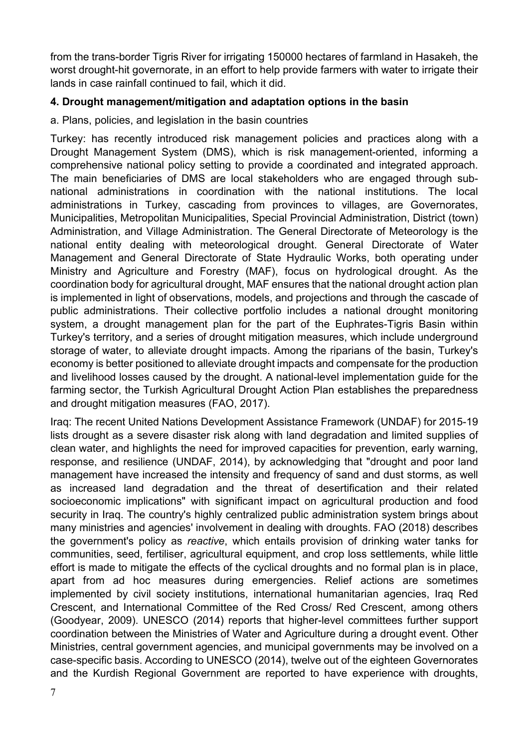from the trans-border Tigris River for irrigating 150000 hectares of farmland in Hasakeh, the worst drought-hit governorate, in an effort to help provide farmers with water to irrigate their lands in case rainfall continued to fail, which it did.

### 4. Drought management/mitigation and adaptation options in the basin

a. Plans, policies, and legislation in the basin countries

Turkey: has recently introduced risk management policies and practices along with a Drought Management System (DMS), which is risk management-oriented, informing a comprehensive national policy setting to provide a coordinated and integrated approach. The main beneficiaries of DMS are local stakeholders who are engaged through sub-national administrations in coordination with the national institutions. The local administrations in Turkey, cascading from provinces to villages, are Governorates, Municipalities, Metropolitan Municipalities, Special Provincial Administration, District (town) Administration, and Village Administration. The General Directorate of Meteorology is the national entity dealing with meteorological drought. General Directorate of Water Management and General Directorate of State Hydraulic Works, both operating under Ministry and Agriculture and Forestry (MAF), focus on hydrological drought. As the coordination body for agricultural drought, MAF ensures that the national drought action plan is implemented in light of observations, models, and projections and through the cascade of public administrations. Their collective portfolio includes a national drought monitoring system, a drought management plan for the part of the Euphrates-Tigris Basin within Turkey's territory, and a series of drought mitigation measures, which include underground storage of water, to alleviate drought impacts. Among the riparians of the basin, Turkey's economy is better positioned to alleviate drought impacts and compensate for the production and livelihood losses caused by the drought. A national-level implementation guide for the farming sector, the Turkish Agricultural Drought Action Plan establishes the preparedness and drought mitigation measures (FAO, 2017).

Iraq: The recent United Nations Development Assistance Framework (UNDAF) for 2015-19 lists drought as a severe disaster risk along with land degradation and limited supplies of clean water, and highlights the need for improved capacities for prevention, early warning, response, and resilience (UNDAF, 2014), by acknowledging that "drought and poor land management have increased the intensity and frequency of sand and dust storms, as well as increased land degradation and the threat of desertification and their related socioeconomic implications" with significant impact on agricultural production and food security in Iraq. The country's highly centralized public administration system brings about many ministries and agencies' involvement in dealing with droughts. FAO (2018) describes the government's policy as *reactive*, which entails provision of drinking water tanks for communities, seed, fertiliser, agricultural equipment, and crop loss settlements, while little effort is made to mitigate the effects of the cyclical droughts and no formal plan is in place, apart from ad hoc measures during emergencies. Relief actions are sometimes implemented by civil society institutions, international humanitarian agencies, Iraq Red Crescent, and International Committee of the Red Cross/ Red Crescent, among others (Goodyear, 2009). UNESCO (2014) reports that higher-level committees further support coordination between the Ministries of Water and Agriculture during a drought event. Other Ministries, central government agencies, and municipal governments may be involved on a case-specific basis. According to UNESCO (2014), twelve out of the eighteen Governorates and the Kurdish Regional Government are reported to have experience with droughts,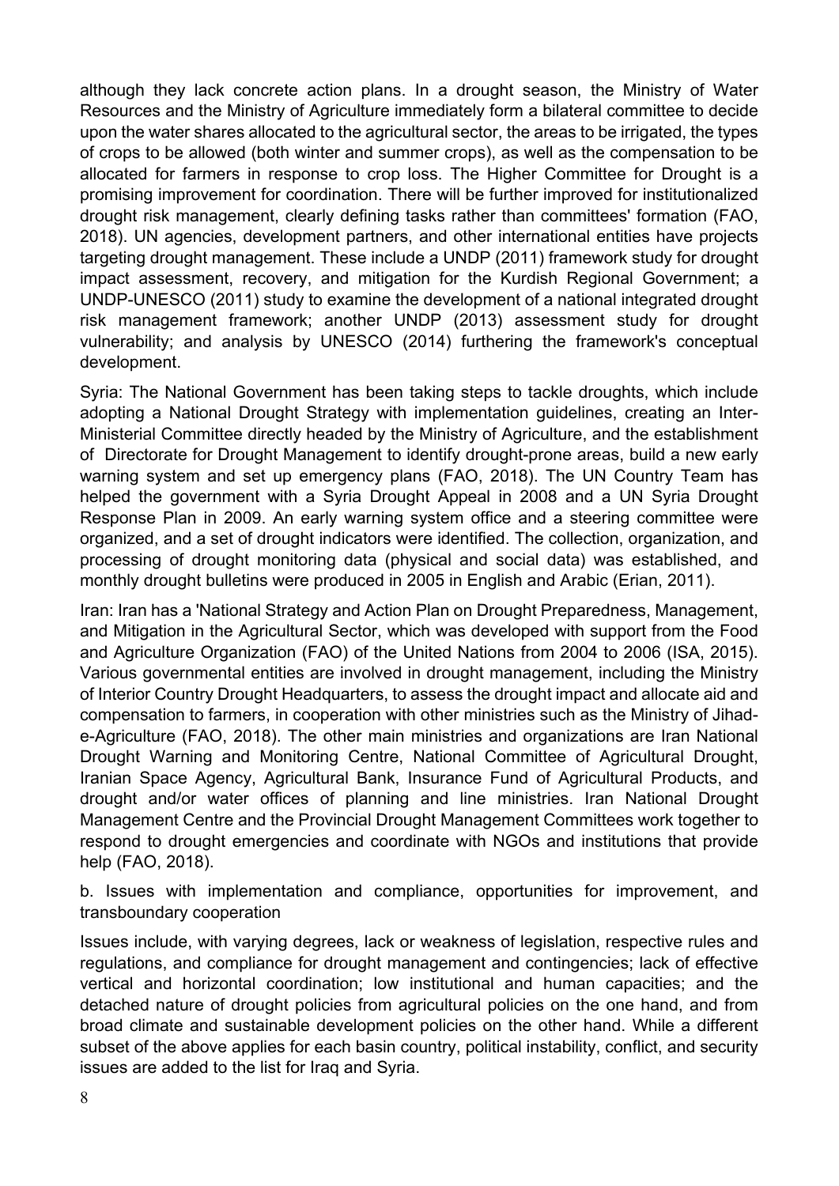although they lack concrete action plans. In a drought season, the Ministry of Water Resources and the Ministry of Agriculture immediately form a bilateral committee to decide upon the water shares allocated to the agricultural sector, the areas to be irrigated, the types of crops to be allowed (both winter and summer crops), as well as the compensation to be allocated for farmers in response to crop loss. The Higher Committee for Drought is a promising improvement for coordination. There will be further improved for institutionalized drought risk management, clearly defining tasks rather than committees' formation (FAO, 2018). UN agencies, development partners, and other international entities have projects targeting drought management. These include a UNDP (2011) framework study for drought impact assessment, recovery, and mitigation for the Kurdish Regional Government; a UNDP-UNESCO (2011) study to examine the development of a national integrated drought risk management framework; another UNDP (2013) assessment study for drought vulnerability; and analysis by UNESCO (2014) furthering the framework's conceptual development.

Syria: The National Government has been taking steps to tackle droughts, which include adopting a National Drought Strategy with implementation guidelines, creating an Inter-Ministerial Committee directly headed by the Ministry of Agriculture, and the establishment of Directorate for Drought Management to identify drought-prone areas, build a new early warning system and set up emergency plans (FAO, 2018). The UN Country Team has helped the government with a Syria Drought Appeal in 2008 and a UN Syria Drought Response Plan in 2009. An early warning system office and a steering committee were organized, and a set of drought indicators were identified. The collection, organization, and processing of drought monitoring data (physical and social data) was established, and monthly drought bulletins were produced in 2005 in English and Arabic (Erian, 2011).

Iran: Iran has a 'National Strategy and Action Plan on Drought Preparedness, Management, and Mitigation in the Agricultural Sector, which was developed with support from the Food and Agriculture Organization (FAO) of the United Nations from 2004 to 2006 (ISA, 2015). Various governmental entities are involved in drought management, including the Ministry of Interior Country Drought Headquarters, to assess the drought impact and allocate aid and compensation to farmers, in cooperation with other ministries such as the Ministry of Jihad-e-Agriculture (FAO, 2018). The other main ministries and organizations are Iran National Drought Warning and Monitoring Centre, National Committee of Agricultural Drought, Iranian Space Agency, Agricultural Bank, Insurance Fund of Agricultural Products, and drought and/or water offices of planning and line ministries. Iran National Drought Management Centre and the Provincial Drought Management Committees work together to respond to drought emergencies and coordinate with NGOs and institutions that provide help (FAO, 2018).

b. Issues with implementation and compliance, opportunities for improvement, and transboundary cooperation

Issues include, with varying degrees, lack or weakness of legislation, respective rules and regulations, and compliance for drought management and contingencies; lack of effective vertical and horizontal coordination; low institutional and human capacities; and the detached nature of drought policies from agricultural policies on the one hand, and from broad climate and sustainable development policies on the other hand. While a different subset of the above applies for each basin country, political instability, conflict, and security issues are added to the list for Iraq and Syria.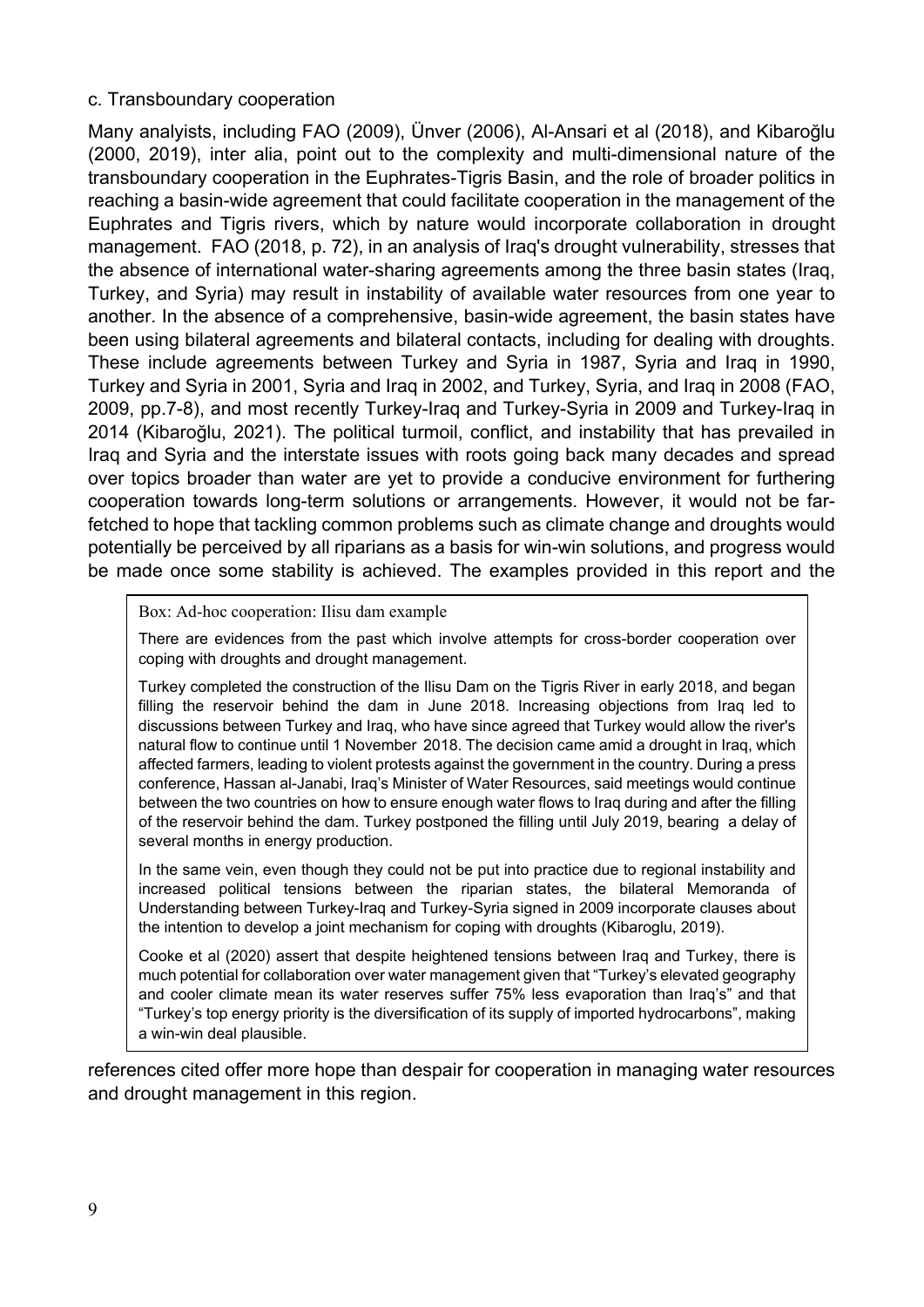c. Transboundary cooperation

Many analyists, including FAO (2009), Ünver (2006), Al-Ansari et al (2018), and Kibaroğlu (2000, 2019), inter alia, point out to the complexity and multi-dimensional nature of the transboundary cooperation in the Euphrates-Tigris Basin, and the role of broader politics in reaching a basin-wide agreement that could facilitate cooperation in the management of the Euphrates and Tigris rivers, which by nature would incorporate collaboration in drought management. FAO (2018, p. 72), in an analysis of Iraq's drought vulnerability, stresses that the absence of international water-sharing agreements among the three basin states (Iraq, Turkey, and Syria) may result in instability of available water resources from one year to another. In the absence of a comprehensive, basin-wide agreement, the basin states have been using bilateral agreements and bilateral contacts, including for dealing with droughts. These include agreements between Turkey and Syria in 1987, Syria and Iraq in 1990, Turkey and Syria in 2001, Syria and Iraq in 2002, and Turkey, Syria, and Iraq in 2008 (FAO, 2009, pp.7-8), and most recently Turkey-Iraq and Turkey-Syria in 2009 and Turkey-Iraq in 2014 (Kibaroğlu, 2021). The political turmoil, conflict, and instability that has prevailed in Iraq and Syria and the interstate issues with roots going back many decades and spread over topics broader than water are yet to provide a conducive environment for furthering cooperation towards long-term solutions or arrangements. However, it would not be far-fetched to hope that tackling common problems such as climate change and droughts would potentially be perceived by all riparians as a basis for win-win solutions, and progress would be made once some stability is achieved. The examples provided in this report and the references cited offer more hope than despair for cooperation in managing water resources and drought management in this region.

> **Box: Ad-hoc cooperation: Ilisu dam example**
>
> There are evidences from the past which involve attempts for cross-border cooperation over coping with droughts and drought management.
>
> Turkey completed the construction of the Ilisu Dam on the Tigris River in early 2018, and began filling the reservoir behind the dam in June 2018. Increasing objections from Iraq led to discussions between Turkey and Iraq, who have since agreed that Turkey would allow the river's natural flow to continue until 1 November 2018. The decision came amid a drought in Iraq, which affected farmers, leading to violent protests against the government in the country. During a press conference, Hassan al-Janabi, Iraq's Minister of Water Resources, said meetings would continue between the two countries on how to ensure enough water flows to Iraq during and after the filling of the reservoir behind the dam. Turkey postponed the filling until July 2019, bearing a delay of several months in energy production.
>
> In the same vein, even though they could not be put into practice due to regional instability and increased political tensions between the riparian states, the bilateral Memoranda of Understanding between Turkey-Iraq and Turkey-Syria signed in 2009 incorporate clauses about the intention to develop a joint mechanism for coping with droughts (Kibaroglu, 2019).
>
> Cooke et al (2020) assert that despite heightened tensions between Iraq and Turkey, there is much potential for collaboration over water management given that "Turkey's elevated geography and cooler climate mean its water reserves suffer 75% less evaporation than Iraq's" and that "Turkey's top energy priority is the diversification of its supply of imported hydrocarbons", making a win-win deal plausible.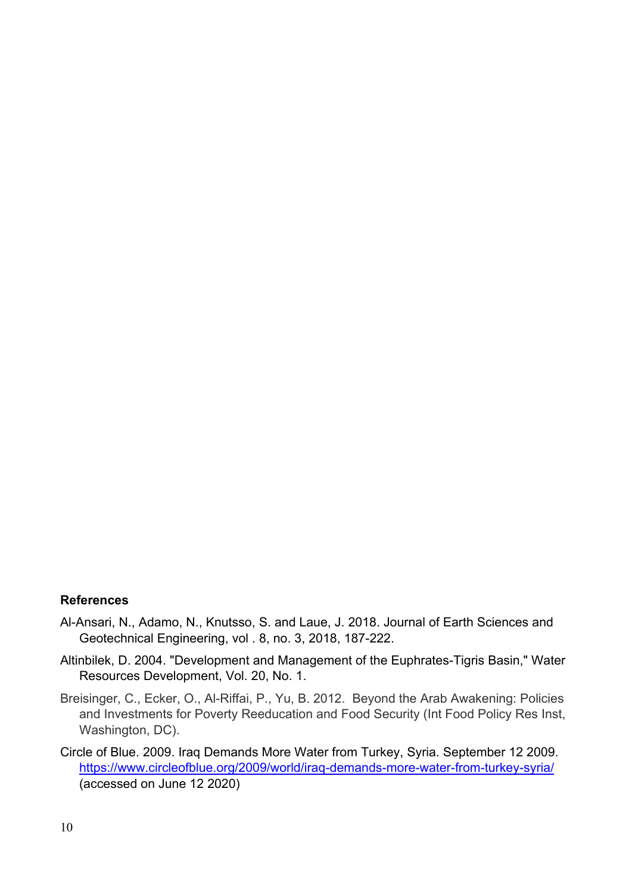**References**

Al-Ansari, N., Adamo, N., Knutsso, S. and Laue, J. 2018. Journal of Earth Sciences and Geotechnical Engineering, vol . 8, no. 3, 2018, 187-222.

Altinbilek, D. 2004. "Development and Management of the Euphrates-Tigris Basin," Water Resources Development, Vol. 20, No. 1.

Breisinger, C., Ecker, O., Al-Riffai, P., Yu, B. 2012. Beyond the Arab Awakening: Policies and Investments for Poverty Reeducation and Food Security (Int Food Policy Res Inst, Washington, DC).

Circle of Blue. 2009. Iraq Demands More Water from Turkey, Syria. September 12 2009. https://www.circleofblue.org/2009/world/iraq-demands-more-water-from-turkey-syria/ (accessed on June 12 2020)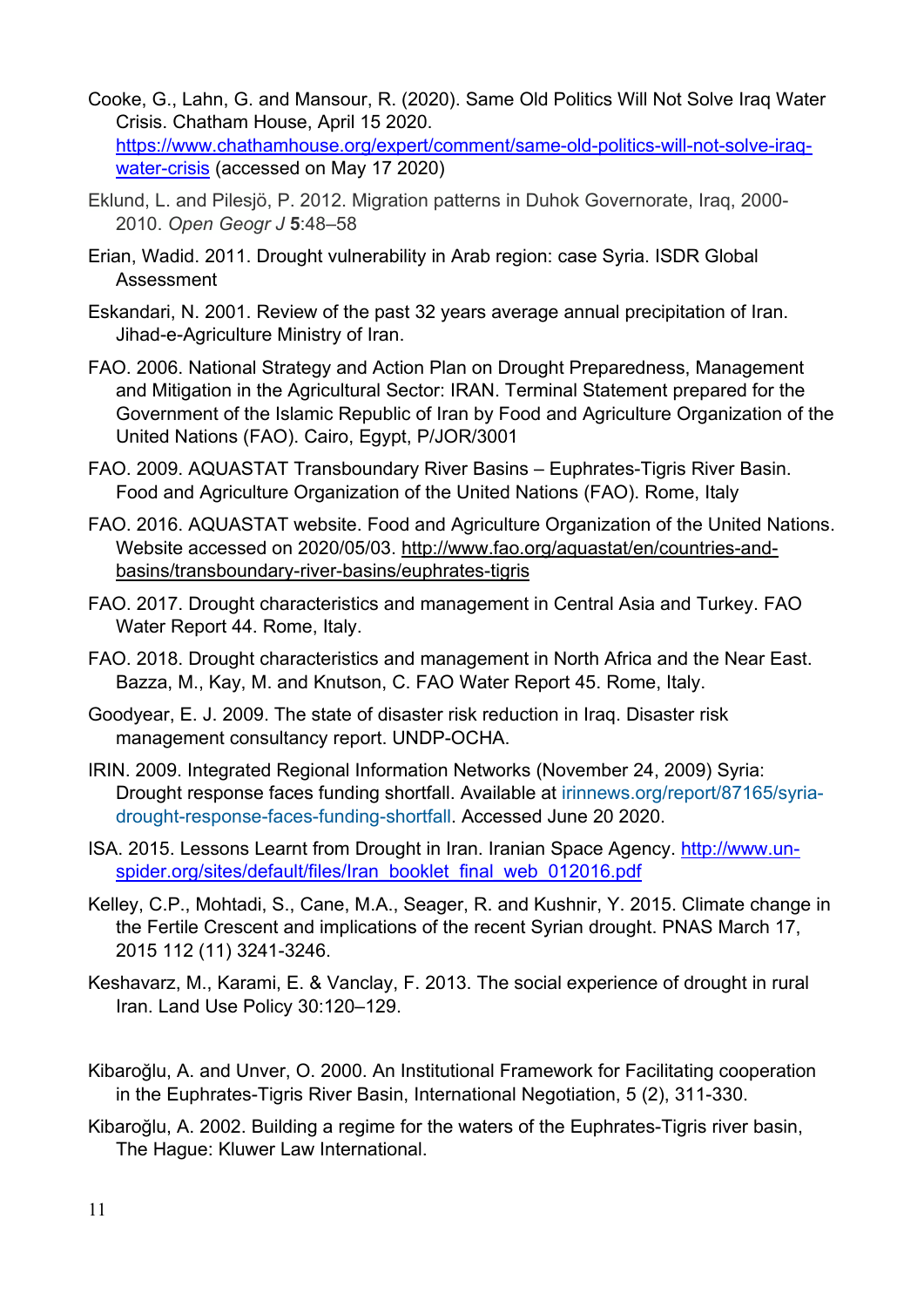Cooke, G., Lahn, G. and Mansour, R. (2020). Same Old Politics Will Not Solve Iraq Water Crisis. Chatham House, April 15 2020. https://www.chathamhouse.org/expert/comment/same-old-politics-will-not-solve-iraq-water-crisis (accessed on May 17 2020)

Eklund, L. and Pilesjö, P. 2012. Migration patterns in Duhok Governorate, Iraq, 2000-2010. *Open Geogr J* **5**:48–58

Erian, Wadid. 2011. Drought vulnerability in Arab region: case Syria. ISDR Global Assessment

Eskandari, N. 2001. Review of the past 32 years average annual precipitation of Iran. Jihad-e-Agriculture Ministry of Iran.

FAO. 2006. National Strategy and Action Plan on Drought Preparedness, Management and Mitigation in the Agricultural Sector: IRAN. Terminal Statement prepared for the Government of the Islamic Republic of Iran by Food and Agriculture Organization of the United Nations (FAO). Cairo, Egypt, P/JOR/3001

FAO. 2009. AQUASTAT Transboundary River Basins – Euphrates-Tigris River Basin. Food and Agriculture Organization of the United Nations (FAO). Rome, Italy

FAO. 2016. AQUASTAT website. Food and Agriculture Organization of the United Nations. Website accessed on 2020/05/03. http://www.fao.org/aquastat/en/countries-and-basins/transboundary-river-basins/euphrates-tigris

FAO. 2017. Drought characteristics and management in Central Asia and Turkey. FAO Water Report 44. Rome, Italy.

FAO. 2018. Drought characteristics and management in North Africa and the Near East. Bazza, M., Kay, M. and Knutson, C. FAO Water Report 45. Rome, Italy.

Goodyear, E. J. 2009. The state of disaster risk reduction in Iraq. Disaster risk management consultancy report. UNDP-OCHA.

IRIN. 2009. Integrated Regional Information Networks (November 24, 2009) Syria: Drought response faces funding shortfall. Available at irinnews.org/report/87165/syria-drought-response-faces-funding-shortfall. Accessed June 20 2020.

ISA. 2015. Lessons Learnt from Drought in Iran. Iranian Space Agency. http://www.un-spider.org/sites/default/files/Iran_booklet_final_web_012016.pdf

Kelley, C.P., Mohtadi, S., Cane, M.A., Seager, R. and Kushnir, Y. 2015. Climate change in the Fertile Crescent and implications of the recent Syrian drought. PNAS March 17, 2015 112 (11) 3241-3246.

Keshavarz, M., Karami, E. & Vanclay, F. 2013. The social experience of drought in rural Iran. Land Use Policy 30:120–129.

Kibaroğlu, A. and Unver, O. 2000. An Institutional Framework for Facilitating cooperation in the Euphrates-Tigris River Basin, International Negotiation, 5 (2), 311-330.

Kibaroğlu, A. 2002. Building a regime for the waters of the Euphrates-Tigris river basin, The Hague: Kluwer Law International.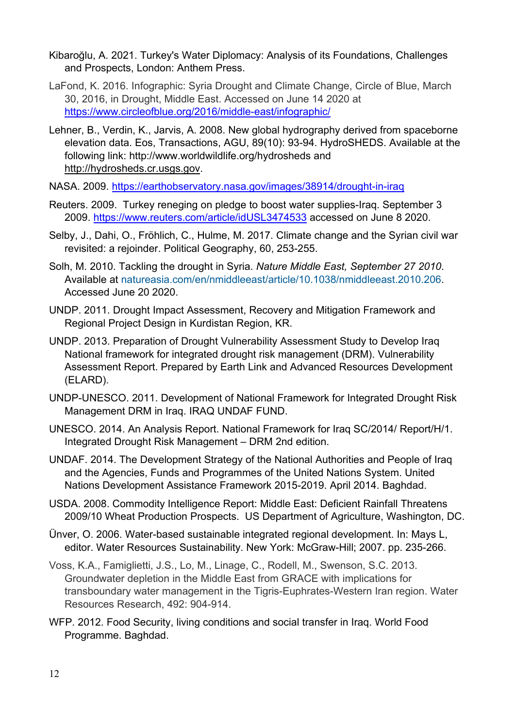Kibaroğlu, A. 2021. Turkey's Water Diplomacy: Analysis of its Foundations, Challenges and Prospects, London: Anthem Press.

LaFond, K. 2016. Infographic: Syria Drought and Climate Change, Circle of Blue, March 30, 2016, in Drought, Middle East. Accessed on June 14 2020 at https://www.circleofblue.org/2016/middle-east/infographic/

Lehner, B., Verdin, K., Jarvis, A. 2008. New global hydrography derived from spaceborne elevation data. Eos, Transactions, AGU, 89(10): 93-94. HydroSHEDS. Available at the following link: http://www.worldwildlife.org/hydrosheds and http://hydrosheds.cr.usgs.gov.

NASA. 2009. https://earthobservatory.nasa.gov/images/38914/drought-in-iraq

Reuters. 2009. Turkey reneging on pledge to boost water supplies-Iraq. September 3 2009. https://www.reuters.com/article/idUSL3474533 accessed on June 8 2020.

Selby, J., Dahi, O., Fröhlich, C., Hulme, M. 2017. Climate change and the Syrian civil war revisited: a rejoinder. Political Geography, 60, 253-255.

Solh, M. 2010. Tackling the drought in Syria. *Nature Middle East, September 27 2010*. Available at natureasia.com/en/nmiddleeast/article/10.1038/nmiddleeast.2010.206. Accessed June 20 2020.

UNDP. 2011. Drought Impact Assessment, Recovery and Mitigation Framework and Regional Project Design in Kurdistan Region, KR.

UNDP. 2013. Preparation of Drought Vulnerability Assessment Study to Develop Iraq National framework for integrated drought risk management (DRM). Vulnerability Assessment Report. Prepared by Earth Link and Advanced Resources Development (ELARD).

UNDP-UNESCO. 2011. Development of National Framework for Integrated Drought Risk Management DRM in Iraq. IRAQ UNDAF FUND.

UNESCO. 2014. An Analysis Report. National Framework for Iraq SC/2014/ Report/H/1. Integrated Drought Risk Management – DRM 2nd edition.

UNDAF. 2014. The Development Strategy of the National Authorities and People of Iraq and the Agencies, Funds and Programmes of the United Nations System. United Nations Development Assistance Framework 2015-2019. April 2014. Baghdad.

USDA. 2008. Commodity Intelligence Report: Middle East: Deficient Rainfall Threatens 2009/10 Wheat Production Prospects. US Department of Agriculture, Washington, DC.

Ünver, O. 2006. Water-based sustainable integrated regional development. In: Mays L, editor. Water Resources Sustainability. New York: McGraw-Hill; 2007. pp. 235-266.

Voss, K.A., Famiglietti, J.S., Lo, M., Linage, C., Rodell, M., Swenson, S.C. 2013. Groundwater depletion in the Middle East from GRACE with implications for transboundary water management in the Tigris-Euphrates-Western Iran region. Water Resources Research, 492: 904-914.

WFP. 2012. Food Security, living conditions and social transfer in Iraq. World Food Programme. Baghdad.